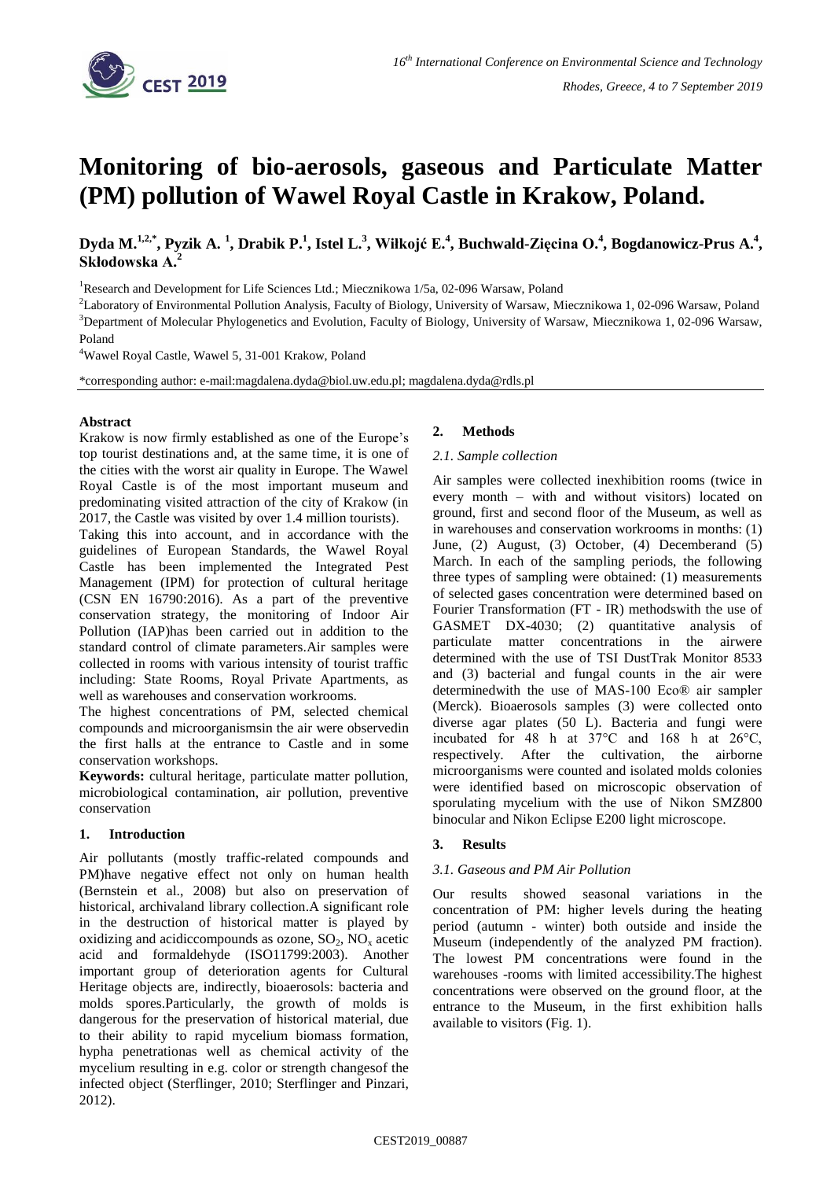# Monitoring of bio-aerosols, gaseous and Particulate Matter (PM) pollution of Wawel Royal Castle in Krakow, Poland.

**Dyda M.[1,2,*], Pyzik A. [1], Drabik P.[1], Istel L.[3], Wiłkojć E.[4], Buchwald-Zięcina O.[4], Bogdanowicz-Prus A.[4], Skłodowska A.[2]**

[1]Research and Development for Life Sciences Ltd.; Miecznikowa 1/5a, 02-096 Warsaw, Poland

[2]Laboratory of Environmental Pollution Analysis, Faculty of Biology, University of Warsaw, Miecznikowa 1, 02-096 Warsaw, Poland

[3]Department of Molecular Phylogenetics and Evolution, Faculty of Biology, University of Warsaw, Miecznikowa 1, 02-096 Warsaw, Poland

[4]Wawel Royal Castle, Wawel 5, 31-001 Krakow, Poland

*corresponding author: e-mail:magdalena.dyda@biol.uw.edu.pl; magdalena.dyda@rdls.pl

### Abstract

Krakow is now firmly established as one of the Europe's top tourist destinations and, at the same time, it is one of the cities with the worst air quality in Europe. The Wawel Royal Castle is of the most important museum and predominating visited attraction of the city of Krakow (in 2017, the Castle was visited by over 1.4 million tourists).

Taking this into account, and in accordance with the guidelines of European Standards, the Wawel Royal Castle has been implemented the Integrated Pest Management (IPM) for protection of cultural heritage (CSN EN 16790:2016). As a part of the preventive conservation strategy, the monitoring of Indoor Air Pollution (IAP)has been carried out in addition to the standard control of climate parameters.Air samples were collected in rooms with various intensity of tourist traffic including: State Rooms, Royal Private Apartments, as well as warehouses and conservation workrooms.

The highest concentrations of PM, selected chemical compounds and microorganismsin the air were observedin the first halls at the entrance to Castle and in some conservation workshops.

**Keywords:** cultural heritage, particulate matter pollution, microbiological contamination, air pollution, preventive conservation

## 1. Introduction

Air pollutants (mostly traffic-related compounds and PM)have negative effect not only on human health (Bernstein et al., 2008) but also on preservation of historical, archivaland library collection.A significant role in the destruction of historical matter is played by oxidizing and acidiccompounds as ozone, $SO_2$, $NO_x$ acetic acid and formaldehyde (ISO11799:2003). Another important group of deterioration agents for Cultural Heritage objects are, indirectly, bioaerosols: bacteria and molds spores.Particularly, the growth of molds is dangerous for the preservation of historical material, due to their ability to rapid mycelium biomass formation, hypha penetrationas well as chemical activity of the mycelium resulting in e.g. color or strength changesof the infected object (Sterflinger, 2010; Sterflinger and Pinzari, 2012).

## 2. Methods

### *2.1. Sample collection*

Air samples were collected inexhibition rooms (twice in every month – with and without visitors) located on ground, first and second floor of the Museum, as well as in warehouses and conservation workrooms in months: (1) June, (2) August, (3) October, (4) Decemberand (5) March. In each of the sampling periods, the following three types of sampling were obtained: (1) measurements of selected gases concentration were determined based on Fourier Transformation (FT - IR) methodswith the use of GASMET DX-4030; (2) quantitative analysis of particulate matter concentrations in the airwere determined with the use of TSI DustTrak Monitor 8533 and (3) bacterial and fungal counts in the air were determinedwith the use of MAS-100 Eco® air sampler (Merck). Bioaerosols samples (3) were collected onto diverse agar plates (50 L). Bacteria and fungi were incubated for 48 h at 37°C and 168 h at 26°C, respectively. After the cultivation, the airborne microorganisms were counted and isolated molds colonies were identified based on microscopic observation of sporulating mycelium with the use of Nikon SMZ800 binocular and Nikon Eclipse E200 light microscope.

## 3. Results

### *3.1. Gaseous and PM Air Pollution*

Our results showed seasonal variations in the concentration of PM: higher levels during the heating period (autumn - winter) both outside and inside the Museum (independently of the analyzed PM fraction). The lowest PM concentrations were found in the warehouses -rooms with limited accessibility.The highest concentrations were observed on the ground floor, at the entrance to the Museum, in the first exhibition halls available to visitors (Fig. 1).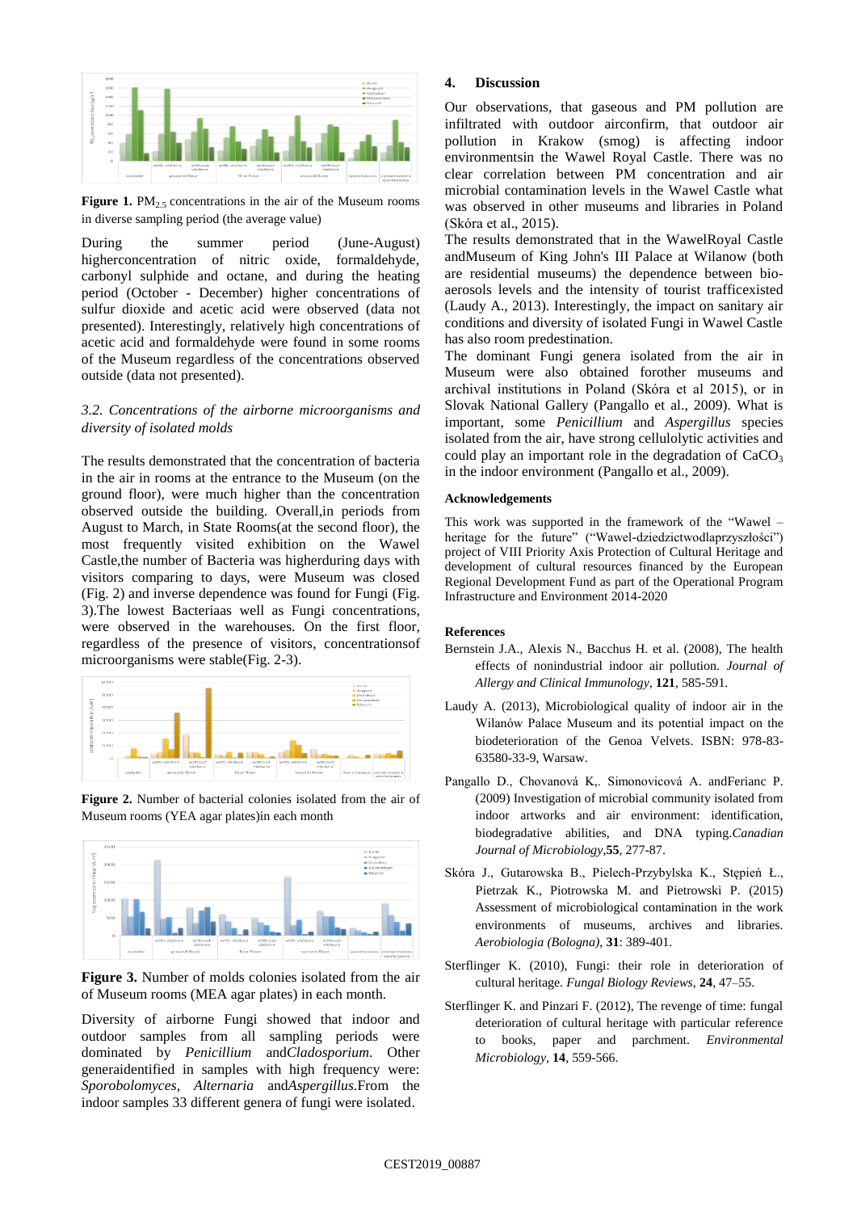June
August
October
December
March

with visitors | without visitors | with visitors | without visitors | with visitors | without visitors

outside | ground floor | first floor | second floor | warehouses | conservators workrooms

**Figure 1.** $PM_{2.5}$ concentrations in the air of the Museum rooms in diverse sampling period (the average value)

During the summer period (June-August) higherconcentration of nitric oxide, formaldehyde, carbonyl sulphide and octane, and during the heating period (October - December) higher concentrations of sulfur dioxide and acetic acid were observed (data not presented). Interestingly, relatively high concentrations of acetic acid and formaldehyde were found in some rooms of the Museum regardless of the concentrations observed outside (data not presented).

*3.2. Concentrations of the airborne microorganisms and diversity of isolated molds*

The results demonstrated that the concentration of bacteria in the air in rooms at the entrance to the Museum (on the ground floor), were much higher than the concentration observed outside the building. Overall,in periods from August to March, in State Rooms(at the second floor), the most frequently visited exhibition on the Wawel Castle,the number of Bacteria was higherduring days with visitors comparing to days, were Museum was closed (Fig. 2) and inverse dependence was found for Fungi (Fig. 3).The lowest Bacteriaas well as Fungi concentrations, were observed in the warehouses. On the first floor, regardless of the presence of visitors, concentrationsof microorganisms were stable(Fig. 2-3).

June
August
October
December
March

with visitors | without visitors | with visitors | without visitors | with visitors | without visitors

outside | ground floor | first floor | second floor | warehouses | conservators workrooms

**Figure 2.** Number of bacterial colonies isolated from the air of Museum rooms (YEA agar plates)in each month

2500
2000
1500
1000
500
0

June
August
October
December
March

with visitors | without visitors | with visitors | without visitors | with visitors | without visitors

outside | ground floor | first floor | second floor | warehouses | conservators workrooms

**Figure 3.** Number of molds colonies isolated from the air of Museum rooms (MEA agar plates) in each month.

Diversity of airborne Fungi showed that indoor and outdoor samples from all sampling periods were dominated by *Penicillium* and*Cladosporium*. Other generaidentified in samples with high frequency were: *Sporobolomyces*, *Alternaria* and*Aspergillus*.From the indoor samples 33 different genera of fungi were isolated.

## 4. Discussion

Our observations, that gaseous and PM pollution are infiltrated with outdoor airconfirm, that outdoor air pollution in Krakow (smog) is affecting indoor environmentsin the Wawel Royal Castle. There was no clear correlation between PM concentration and air microbial contamination levels in the Wawel Castle what was observed in other museums and libraries in Poland (Skóra et al., 2015).

The results demonstrated that in the WawelRoyal Castle andMuseum of King John's III Palace at Wilanow (both are residential museums) the dependence between bio-aerosols levels and the intensity of tourist trafficexisted (Laudy A., 2013). Interestingly, the impact on sanitary air conditions and diversity of isolated Fungi in Wawel Castle has also room predestination.

The dominant Fungi genera isolated from the air in Museum were also obtained forother museums and archival institutions in Poland (Skóra et al 2015), or in Slovak National Gallery (Pangallo et al., 2009). What is important, some *Penicillium* and *Aspergillus* species isolated from the air, have strong cellulolytic activities and could play an important role in the degradation of $CaCO_3$ in the indoor environment (Pangallo et al., 2009).

### Acknowledgements

This work was supported in the framework of the "Wawel – heritage for the future" ("Wawel-dziedzictwodlaprzyszłości") project of VIII Priority Axis Protection of Cultural Heritage and development of cultural resources financed by the European Regional Development Fund as part of the Operational Program Infrastructure and Environment 2014-2020

### References

Bernstein J.A., Alexis N., Bacchus H. et al. (2008), The health effects of nonindustrial indoor air pollution. *Journal of Allergy and Clinical Immunology*, **121**, 585-591.

Laudy A. (2013), Microbiological quality of indoor air in the Wilanów Palace Museum and its potential impact on the biodeterioration of the Genoa Velvets. ISBN: 978-83-63580-33-9, Warsaw.

Pangallo D., Chovanová K,. Simonovicová A. andFerianc P. (2009) Investigation of microbial community isolated from indoor artworks and air environment: identification, biodegradative abilities, and DNA typing.*Canadian Journal of Microbiology*,**55**, 277-87.

Skóra J., Gutarowska B., Pielech-Przybylska K., Stępień Ł., Pietrzak K., Piotrowska M. and Pietrowski P. (2015) Assessment of microbiological contamination in the work environments of museums, archives and libraries. *Aerobiologia (Bologna)*, **31**: 389-401.

Sterflinger K. (2010), Fungi: their role in deterioration of cultural heritage. *Fungal Biology Reviews*, **24**, 47–55.

Sterflinger K. and Pinzari F. (2012), The revenge of time: fungal deterioration of cultural heritage with particular reference to books, paper and parchment. *Environmental Microbiology*, **14**, 559-566.